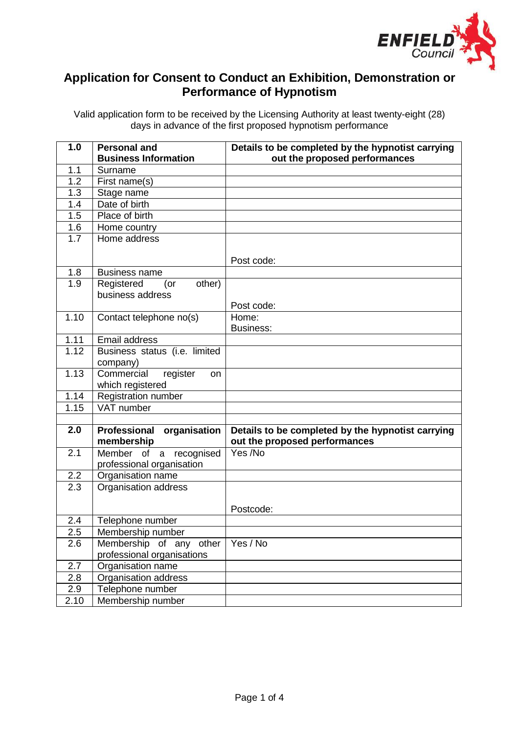# Application for Consent to Conduct an Exhibition, Demonstration or Performance of Hypnotism

Valid application form to be received by the Licensing Authority at least twenty-eight (28) days in advance of the first proposed hypnotism performance

| **1.0** | **Personal and Business Information** | **Details to be completed by the hypnotist carrying out the proposed performances** |
|---|---|---|
| 1.1 | Surname | |
| 1.2 | First name(s) | |
| 1.3 | Stage name | |
| 1.4 | Date of birth | |
| 1.5 | Place of birth | |
| 1.6 | Home country | |
| 1.7 | Home address | Post code: |
| 1.8 | Business name | |
| 1.9 | Registered (or other) business address | Post code: |
| 1.10 | Contact telephone no(s) | Home: Business: |
| 1.11 | Email address | |
| 1.12 | Business status (i.e. limited company) | |
| 1.13 | Commercial register on which registered | |
| 1.14 | Registration number | |
| 1.15 | VAT number | |
| | | |
| **2.0** | **Professional organisation membership** | **Details to be completed by the hypnotist carrying out the proposed performances** |
| 2.1 | Member of a recognised professional organisation | Yes /No |
| 2.2 | Organisation name | |
| 2.3 | Organisation address | Postcode: |
| 2.4 | Telephone number | |
| 2.5 | Membership number | |
| 2.6 | Membership of any other professional organisations | Yes / No |
| 2.7 | Organisation name | |
| 2.8 | Organisation address | |
| 2.9 | Telephone number | |
| 2.10 | Membership number | |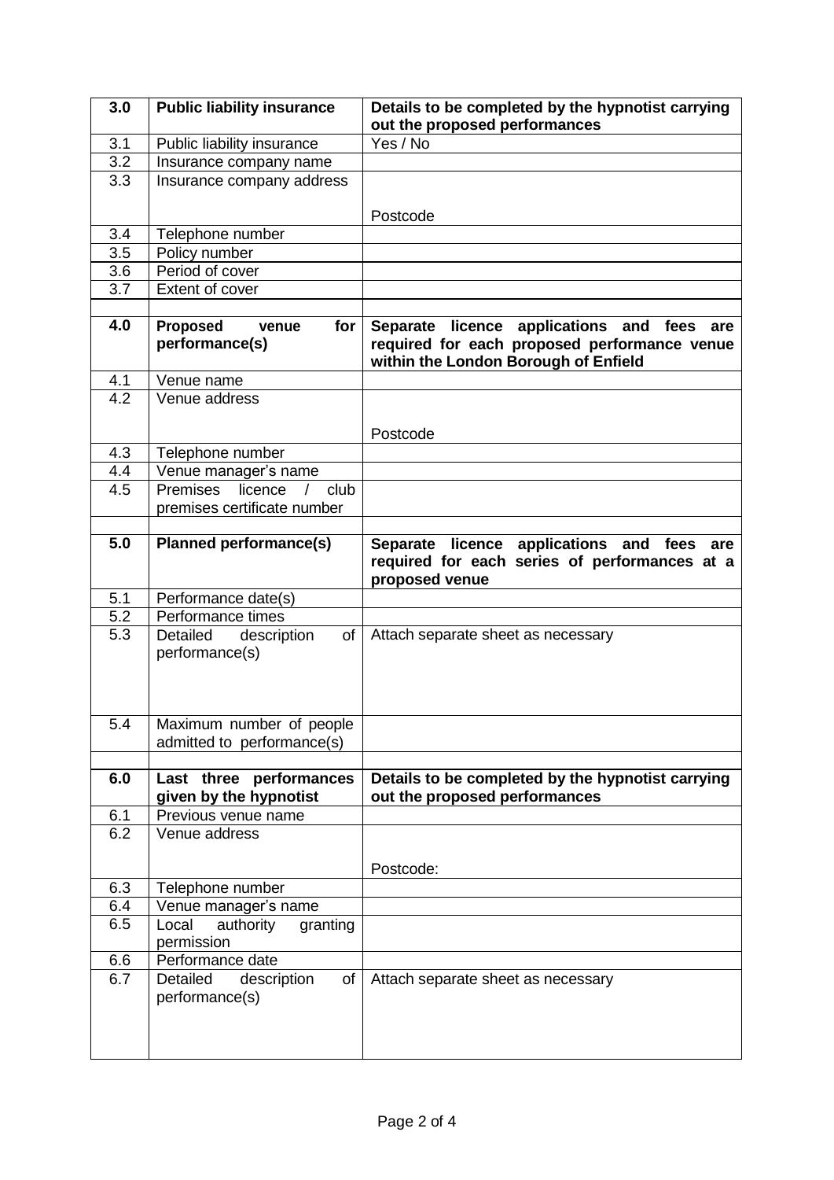| 3.0 | **Public liability insurance** | **Details to be completed by the hypnotist carrying out the proposed performances** |
|---|---|---|
| 3.1 | Public liability insurance | Yes / No |
| 3.2 | Insurance company name | |
| 3.3 | Insurance company address | Postcode |
| 3.4 | Telephone number | |
| 3.5 | Policy number | |
| 3.6 | Period of cover | |
| 3.7 | Extent of cover | |
| | | |
| **4.0** | **Proposed venue for performance(s)** | **Separate licence applications and fees are required for each proposed performance venue within the London Borough of Enfield** |
| 4.1 | Venue name | |
| 4.2 | Venue address | Postcode |
| 4.3 | Telephone number | |
| 4.4 | Venue manager's name | |
| 4.5 | Premises licence / club premises certificate number | |
| | | |
| **5.0** | **Planned performance(s)** | **Separate licence applications and fees are required for each series of performances at a proposed venue** |
| 5.1 | Performance date(s) | |
| 5.2 | Performance times | |
| 5.3 | Detailed description of performance(s) | Attach separate sheet as necessary |
| 5.4 | Maximum number of people admitted to performance(s) | |
| | | |
| **6.0** | **Last three performances given by the hypnotist** | **Details to be completed by the hypnotist carrying out the proposed performances** |
| 6.1 | Previous venue name | |
| 6.2 | Venue address | Postcode: |
| 6.3 | Telephone number | |
| 6.4 | Venue manager's name | |
| 6.5 | Local authority granting permission | |
| 6.6 | Performance date | |
| 6.7 | Detailed description of performance(s) | Attach separate sheet as necessary |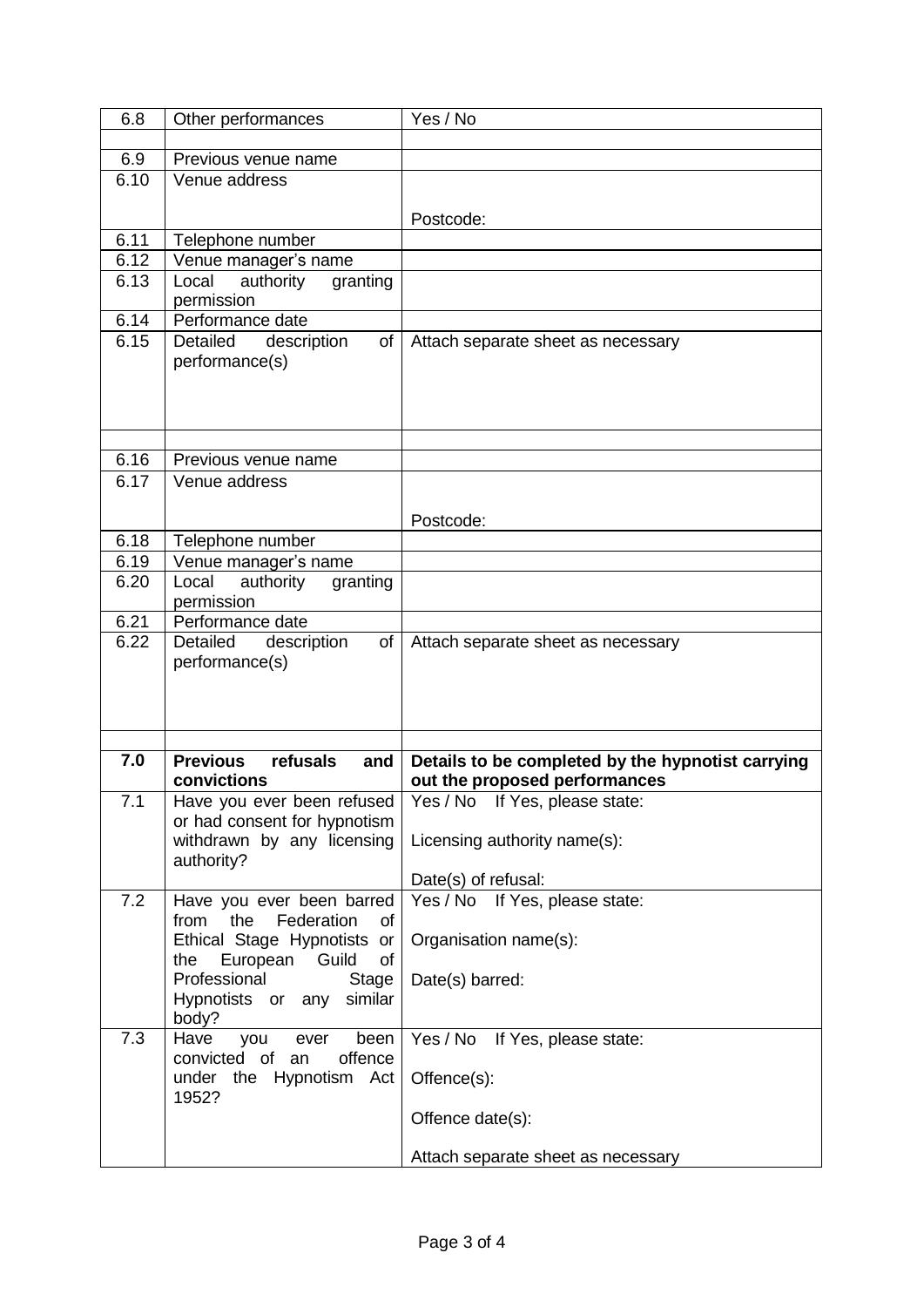| | | |
|---|---|---|
| 6.8 | Other performances | Yes / No |
| | | |
| 6.9 | Previous venue name | |
| 6.10 | Venue address | Postcode: |
| 6.11 | Telephone number | |
| 6.12 | Venue manager's name | |
| 6.13 | Local authority granting permission | |
| 6.14 | Performance date | |
| 6.15 | Detailed description of performance(s) | Attach separate sheet as necessary |
| | | |
| 6.16 | Previous venue name | |
| 6.17 | Venue address | Postcode: |
| 6.18 | Telephone number | |
| 6.19 | Venue manager's name | |
| 6.20 | Local authority granting permission | |
| 6.21 | Performance date | |
| 6.22 | Detailed description of performance(s) | Attach separate sheet as necessary |
| | | |
| **7.0** | **Previous refusals and convictions** | **Details to be completed by the hypnotist carrying out the proposed performances** |
| 7.1 | Have you ever been refused or had consent for hypnotism withdrawn by any licensing authority? | Yes / No If Yes, please state:<br><br>Licensing authority name(s):<br><br>Date(s) of refusal: |
| 7.2 | Have you ever been barred from the Federation of Ethical Stage Hypnotists or the European Guild of Professional Stage Hypnotists or any similar body? | Yes / No If Yes, please state:<br><br>Organisation name(s):<br><br>Date(s) barred: |
| 7.3 | Have you ever been convicted of an offence under the Hypnotism Act 1952? | Yes / No If Yes, please state:<br><br>Offence(s):<br><br>Offence date(s):<br><br>Attach separate sheet as necessary |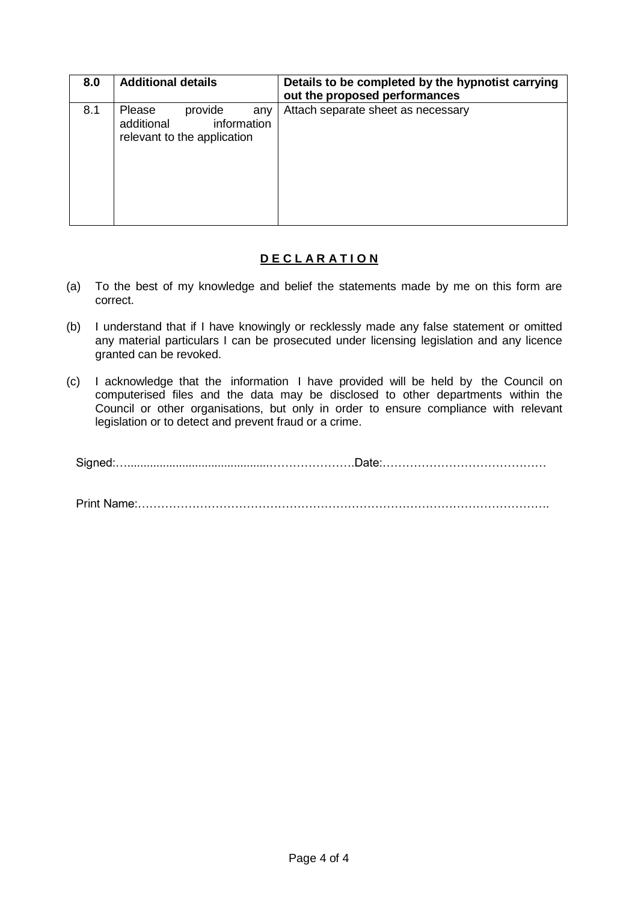| 8.0 | **Additional details** | **Details to be completed by the hypnotist carrying out the proposed performances** |
|---|---|---|
| 8.1 | Please provide any additional information relevant to the application | Attach separate sheet as necessary |

## DECLARATION

(a) To the best of my knowledge and belief the statements made by me on this form are correct.

(b) I understand that if I have knowingly or recklessly made any false statement or omitted any material particulars I can be prosecuted under licensing legislation and any licence granted can be revoked.

(c) I acknowledge that the information I have provided will be held by the Council on computerised files and the data may be disclosed to other departments within the Council or other organisations, but only in order to ensure compliance with relevant legislation or to detect and prevent fraud or a crime.

Signed:……………………………………………………….Date:……………………………………

Print Name:……………………………………………………………………………………………